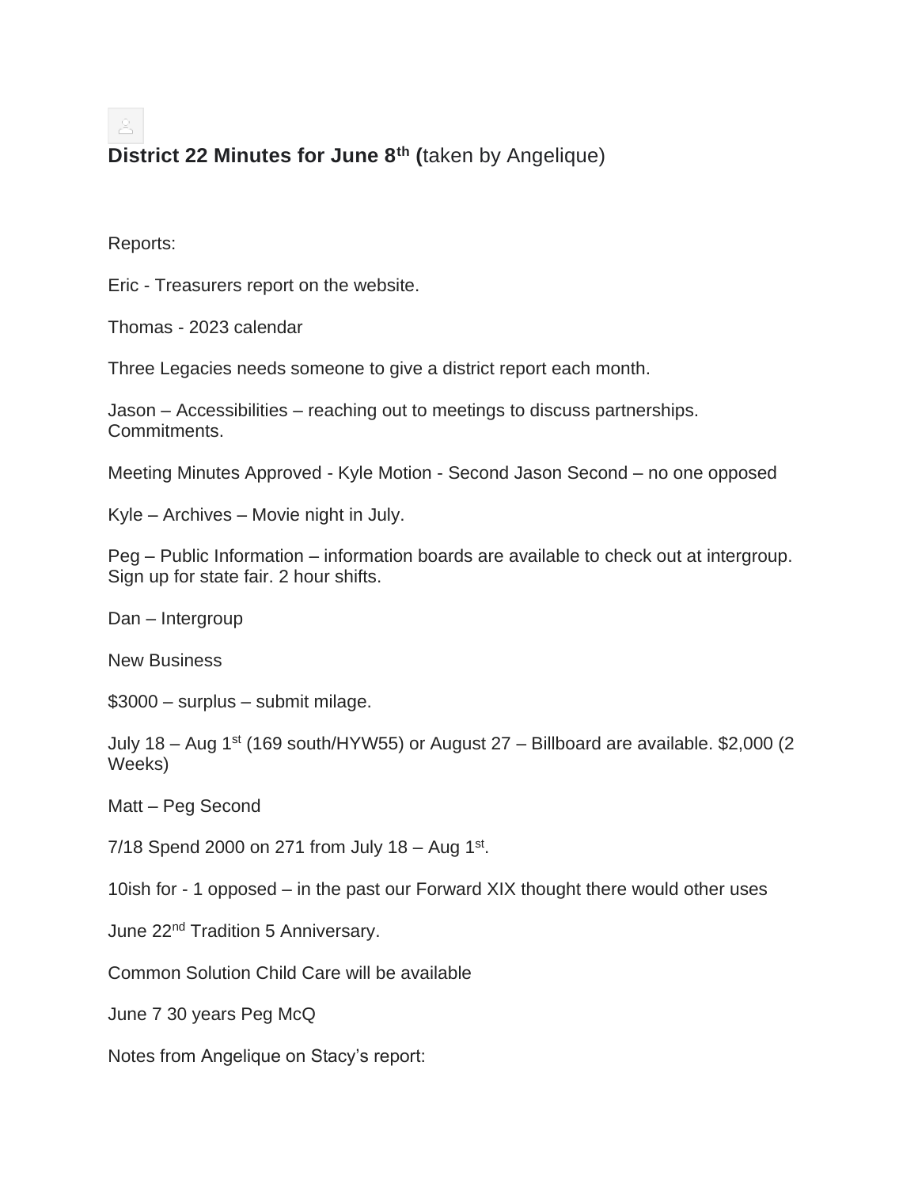**District 22 Minutes for June 8th (**taken by Angelique)

Reports:

Eric - Treasurers report on the website.

Thomas - 2023 calendar

Three Legacies needs someone to give a district report each month.

Jason – Accessibilities – reaching out to meetings to discuss partnerships. Commitments.

Meeting Minutes Approved - Kyle Motion - Second Jason Second – no one opposed

Kyle – Archives – Movie night in July.

Peg – Public Information – information boards are available to check out at intergroup. Sign up for state fair. 2 hour shifts.

Dan – Intergroup

New Business

$3000 – surplus – submit milage.

July 18 – Aug 1st (169 south/HYW55) or August 27 – Billboard are available. $2,000 (2 Weeks)

Matt – Peg Second

7/18 Spend 2000 on 271 from July 18 – Aug 1st.

10ish for - 1 opposed – in the past our Forward XIX thought there would other uses

June 22nd Tradition 5 Anniversary.

Common Solution Child Care will be available

June 7 30 years Peg McQ

Notes from Angelique on Stacy's report: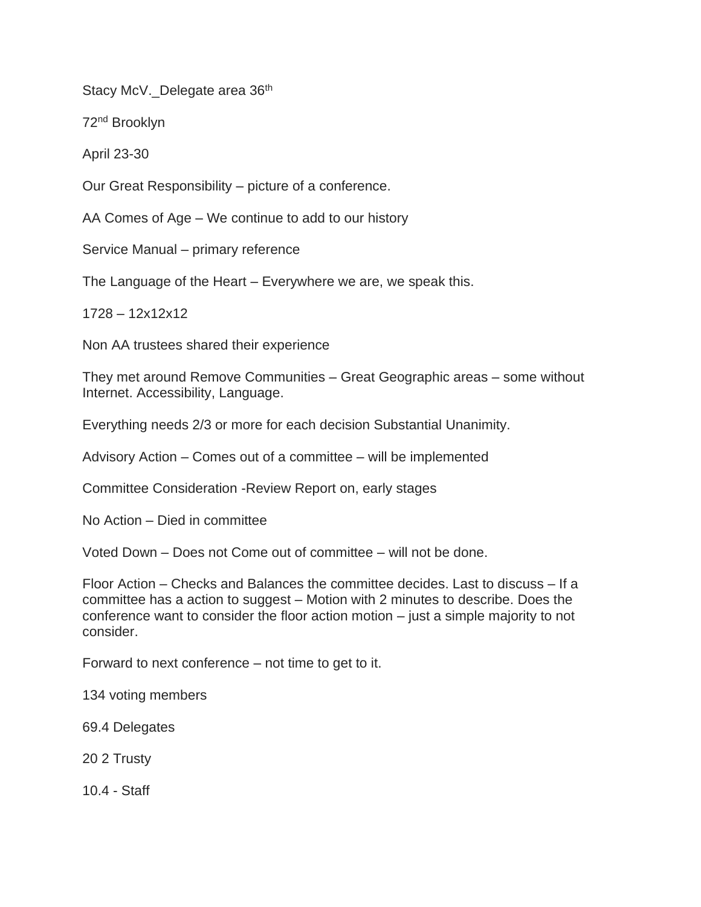Stacy McV._Delegate area 36th

72nd Brooklyn

April 23-30

Our Great Responsibility – picture of a conference.

AA Comes of Age – We continue to add to our history

Service Manual – primary reference

The Language of the Heart – Everywhere we are, we speak this.

1728 – 12x12x12

Non AA trustees shared their experience

They met around Remove Communities – Great Geographic areas – some without Internet. Accessibility, Language.

Everything needs 2/3 or more for each decision Substantial Unanimity.

Advisory Action – Comes out of a committee – will be implemented

Committee Consideration -Review Report on, early stages

No Action – Died in committee

Voted Down – Does not Come out of committee – will not be done.

Floor Action – Checks and Balances the committee decides. Last to discuss – If a committee has a action to suggest – Motion with 2 minutes to describe. Does the conference want to consider the floor action motion – just a simple majority to not consider.

Forward to next conference – not time to get to it.

134 voting members

69.4 Delegates

20 2 Trusty

10.4 - Staff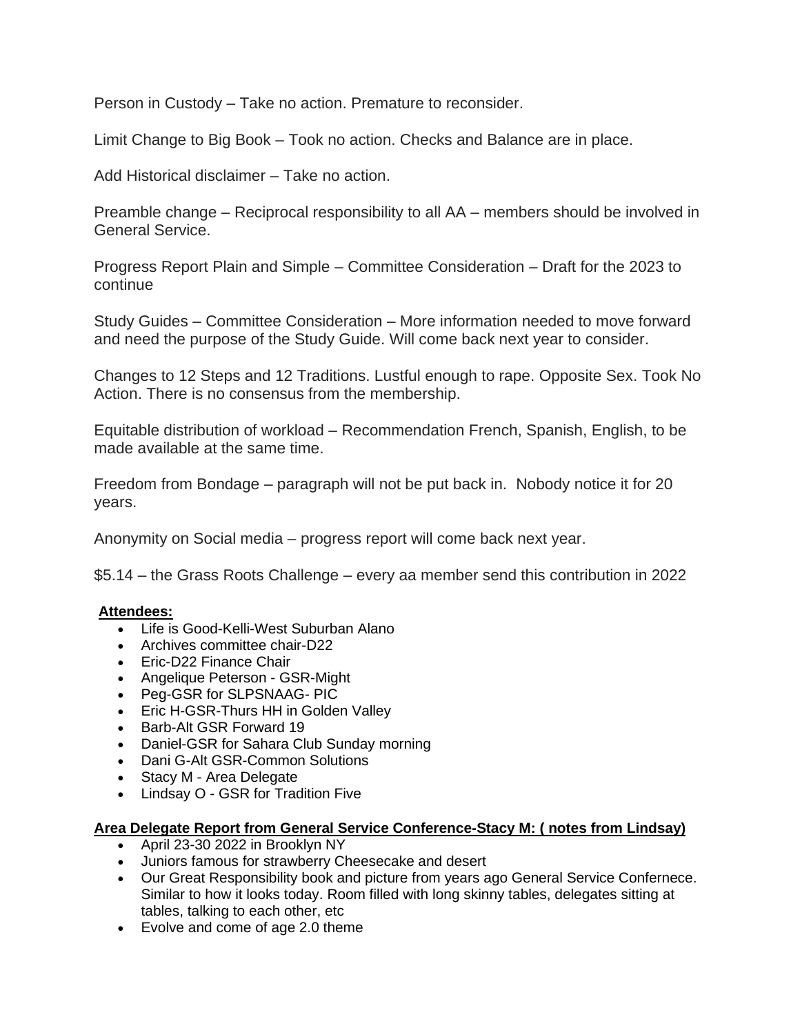Person in Custody – Take no action. Premature to reconsider.

Limit Change to Big Book – Took no action. Checks and Balance are in place.

Add Historical disclaimer – Take no action.

Preamble change – Reciprocal responsibility to all AA – members should be involved in General Service.

Progress Report Plain and Simple – Committee Consideration – Draft for the 2023 to continue

Study Guides – Committee Consideration – More information needed to move forward and need the purpose of the Study Guide. Will come back next year to consider.

Changes to 12 Steps and 12 Traditions. Lustful enough to rape. Opposite Sex. Took No Action. There is no consensus from the membership.

Equitable distribution of workload – Recommendation French, Spanish, English, to be made available at the same time.

Freedom from Bondage – paragraph will not be put back in. Nobody notice it for 20 years.

Anonymity on Social media – progress report will come back next year.

$5.14 – the Grass Roots Challenge – every aa member send this contribution in 2022

**Attendees:**

- Life is Good-Kelli-West Suburban Alano
- Archives committee chair-D22
- Eric-D22 Finance Chair
- Angelique Peterson - GSR-Might
- Peg-GSR for SLPSNAAG- PIC
- Eric H-GSR-Thurs HH in Golden Valley
- Barb-Alt GSR Forward 19
- Daniel-GSR for Sahara Club Sunday morning
- Dani G-Alt GSR-Common Solutions
- Stacy M - Area Delegate
- Lindsay O - GSR for Tradition Five

**Area Delegate Report from General Service Conference-Stacy M: ( notes from Lindsay)**

- April 23-30 2022 in Brooklyn NY
- Juniors famous for strawberry Cheesecake and desert
- Our Great Responsibility book and picture from years ago General Service Confernece. Similar to how it looks today. Room filled with long skinny tables, delegates sitting at tables, talking to each other, etc
- Evolve and come of age 2.0 theme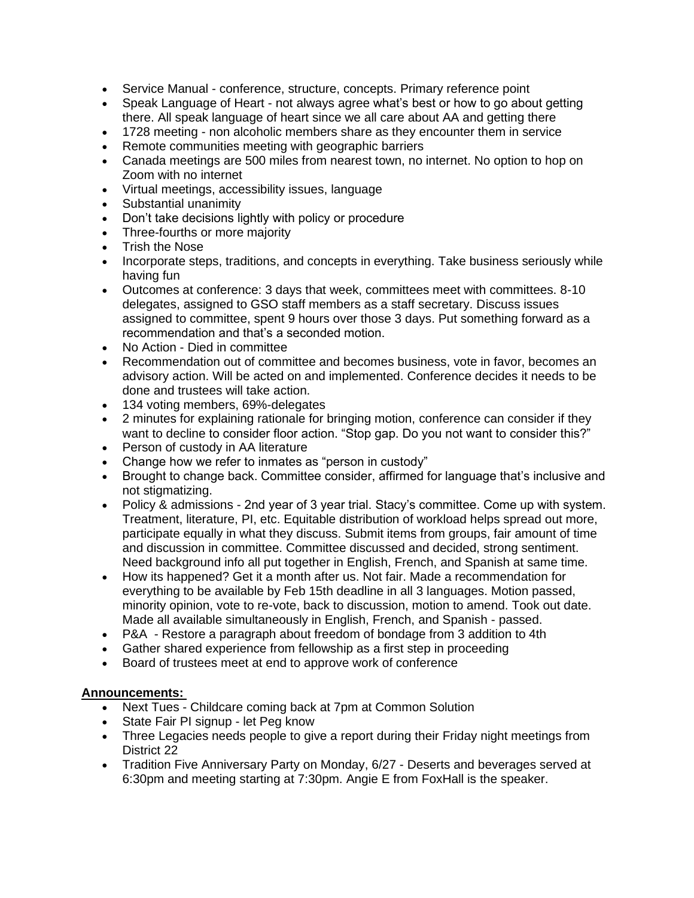- Service Manual - conference, structure, concepts. Primary reference point
- Speak Language of Heart - not always agree what's best or how to go about getting there. All speak language of heart since we all care about AA and getting there
- 1728 meeting - non alcoholic members share as they encounter them in service
- Remote communities meeting with geographic barriers
- Canada meetings are 500 miles from nearest town, no internet. No option to hop on Zoom with no internet
- Virtual meetings, accessibility issues, language
- Substantial unanimity
- Don't take decisions lightly with policy or procedure
- Three-fourths or more majority
- Trish the Nose
- Incorporate steps, traditions, and concepts in everything. Take business seriously while having fun
- Outcomes at conference: 3 days that week, committees meet with committees. 8-10 delegates, assigned to GSO staff members as a staff secretary. Discuss issues assigned to committee, spent 9 hours over those 3 days. Put something forward as a recommendation and that's a seconded motion.
- No Action - Died in committee
- Recommendation out of committee and becomes business, vote in favor, becomes an advisory action. Will be acted on and implemented. Conference decides it needs to be done and trustees will take action.
- 134 voting members, 69%-delegates
- 2 minutes for explaining rationale for bringing motion, conference can consider if they want to decline to consider floor action. "Stop gap. Do you not want to consider this?"
- Person of custody in AA literature
- Change how we refer to inmates as "person in custody"
- Brought to change back. Committee consider, affirmed for language that's inclusive and not stigmatizing.
- Policy & admissions - 2nd year of 3 year trial. Stacy's committee. Come up with system. Treatment, literature, PI, etc. Equitable distribution of workload helps spread out more, participate equally in what they discuss. Submit items from groups, fair amount of time and discussion in committee. Committee discussed and decided, strong sentiment. Need background info all put together in English, French, and Spanish at same time.
- How its happened? Get it a month after us. Not fair. Made a recommendation for everything to be available by Feb 15th deadline in all 3 languages. Motion passed, minority opinion, vote to re-vote, back to discussion, motion to amend. Took out date. Made all available simultaneously in English, French, and Spanish - passed.
- P&A - Restore a paragraph about freedom of bondage from 3 addition to 4th
- Gather shared experience from fellowship as a first step in proceeding
- Board of trustees meet at end to approve work of conference

**Announcements:**

- Next Tues - Childcare coming back at 7pm at Common Solution
- State Fair PI signup - let Peg know
- Three Legacies needs people to give a report during their Friday night meetings from District 22
- Tradition Five Anniversary Party on Monday, 6/27 - Deserts and beverages served at 6:30pm and meeting starting at 7:30pm. Angie E from FoxHall is the speaker.